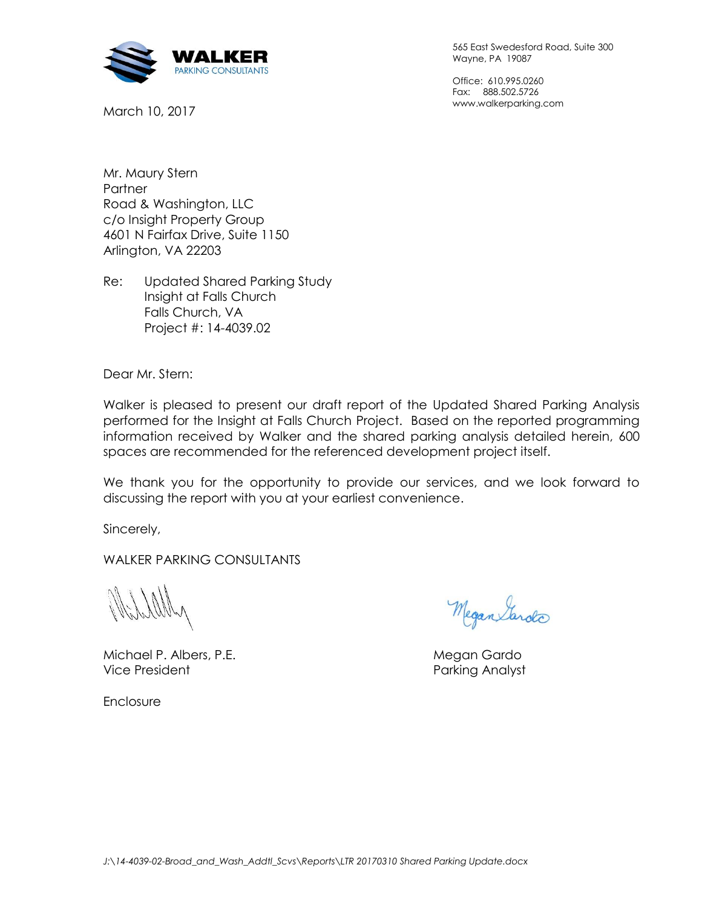**WALKER**
PARKING CONSULTANTS

565 East Swedesford Road, Suite 300
Wayne, PA 19087

Office: 610.995.0260
Fax: 888.502.5726
www.walkerparking.com

March 10, 2017

Mr. Maury Stern
Partner
Road & Washington, LLC
c/o Insight Property Group
4601 N Fairfax Drive, Suite 1150
Arlington, VA 22203

Re: Updated Shared Parking Study
Insight at Falls Church
Falls Church, VA
Project #: 14-4039.02

Dear Mr. Stern:

Walker is pleased to present our draft report of the Updated Shared Parking Analysis performed for the Insight at Falls Church Project. Based on the reported programming information received by Walker and the shared parking analysis detailed herein, 600 spaces are recommended for the referenced development project itself.

We thank you for the opportunity to provide our services, and we look forward to discussing the report with you at your earliest convenience.

Sincerely,

WALKER PARKING CONSULTANTS

Michael P. Albers, P.E.
Vice President

Megan Gardo
Parking Analyst

Enclosure

*J:\14-4039-02-Broad_and_Wash_Addtl_Scvs\Reports\LTR 20170310 Shared Parking Update.docx*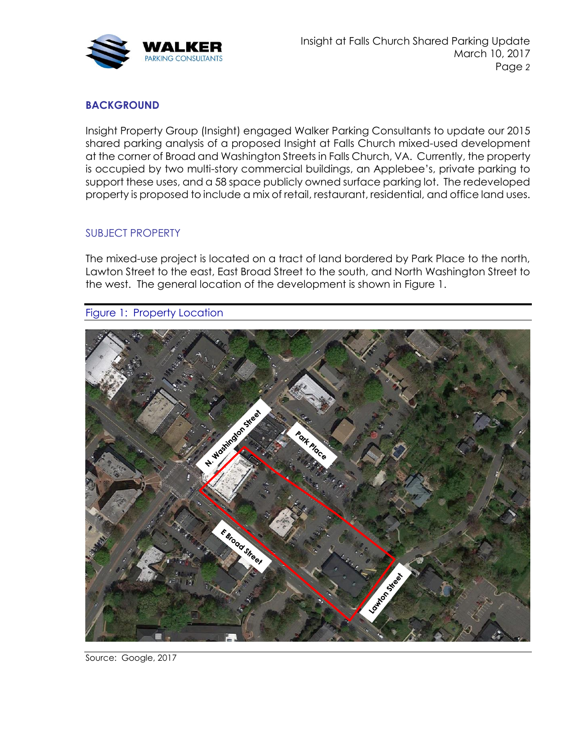## BACKGROUND

Insight Property Group (Insight) engaged Walker Parking Consultants to update our 2015 shared parking analysis of a proposed Insight at Falls Church mixed-used development at the corner of Broad and Washington Streets in Falls Church, VA. Currently, the property is occupied by two multi-story commercial buildings, an Applebee's, private parking to support these uses, and a 58 space publicly owned surface parking lot. The redeveloped property is proposed to include a mix of retail, restaurant, residential, and office land uses.

### SUBJECT PROPERTY

The mixed-use project is located on a tract of land bordered by Park Place to the north, Lawton Street to the east, East Broad Street to the south, and North Washington Street to the west. The general location of the development is shown in Figure 1.

Figure 1: Property Location

Source: Google, 2017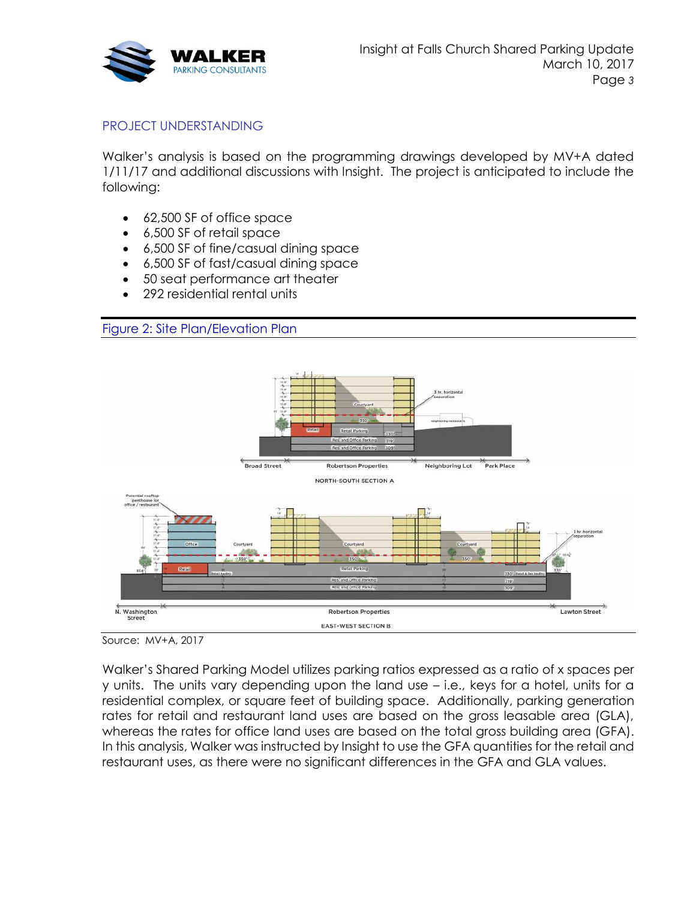## PROJECT UNDERSTANDING

Walker's analysis is based on the programming drawings developed by MV+A dated 1/11/17 and additional discussions with Insight. The project is anticipated to include the following:

- 62,500 SF of office space
- 6,500 SF of retail space
- 6,500 SF of fine/casual dining space
- 6,500 SF of fast/casual dining space
- 50 seat performance art theater
- 292 residential rental units

Figure 2: Site Plan/Elevation Plan

Source: MV+A, 2017

Walker's Shared Parking Model utilizes parking ratios expressed as a ratio of x spaces per y units. The units vary depending upon the land use – i.e., keys for a hotel, units for a residential complex, or square feet of building space. Additionally, parking generation rates for retail and restaurant land uses are based on the gross leasable area (GLA), whereas the rates for office land uses are based on the total gross building area (GFA). In this analysis, Walker was instructed by Insight to use the GFA quantities for the retail and restaurant uses, as there were no significant differences in the GFA and GLA values.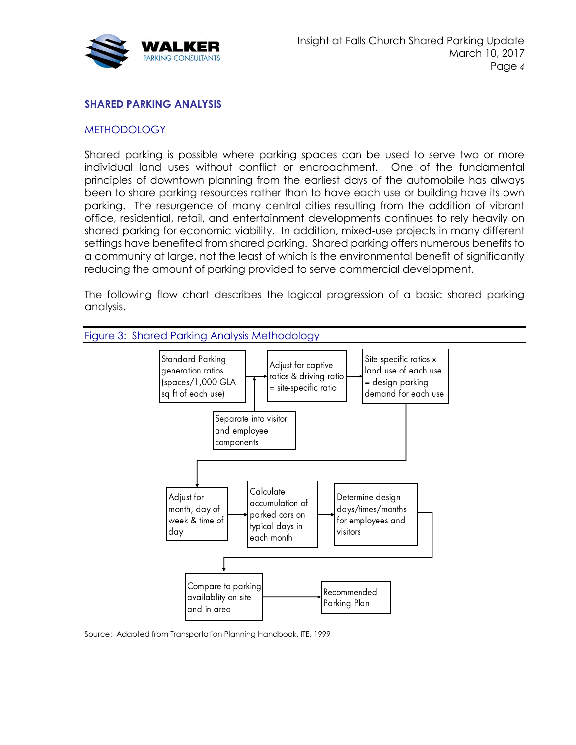## SHARED PARKING ANALYSIS

### METHODOLOGY

Shared parking is possible where parking spaces can be used to serve two or more individual land uses without conflict or encroachment. One of the fundamental principles of downtown planning from the earliest days of the automobile has always been to share parking resources rather than to have each use or building have its own parking. The resurgence of many central cities resulting from the addition of vibrant office, residential, retail, and entertainment developments continues to rely heavily on shared parking for economic viability. In addition, mixed-use projects in many different settings have benefited from shared parking. Shared parking offers numerous benefits to a community at large, not the least of which is the environmental benefit of significantly reducing the amount of parking provided to serve commercial development.

The following flow chart describes the logical progression of a basic shared parking analysis.

Figure 3: Shared Parking Analysis Methodology

Standard Parking generation ratios (spaces/1,000 GLA sq ft of each use) → Adjust for captive ratios & driving ratio = site-specific ratio → Site specific ratios x land use of each use = design parking demand for each use

Separate into visitor and employee components

Adjust for month, day of week & time of day → Calculate accumulation of parked cars on typical days in each month → Determine design days/times/months for employees and visitors

Compare to parking availablity on site and in area → Recommended Parking Plan

Source: Adapted from Transportation Planning Handbook, ITE, 1999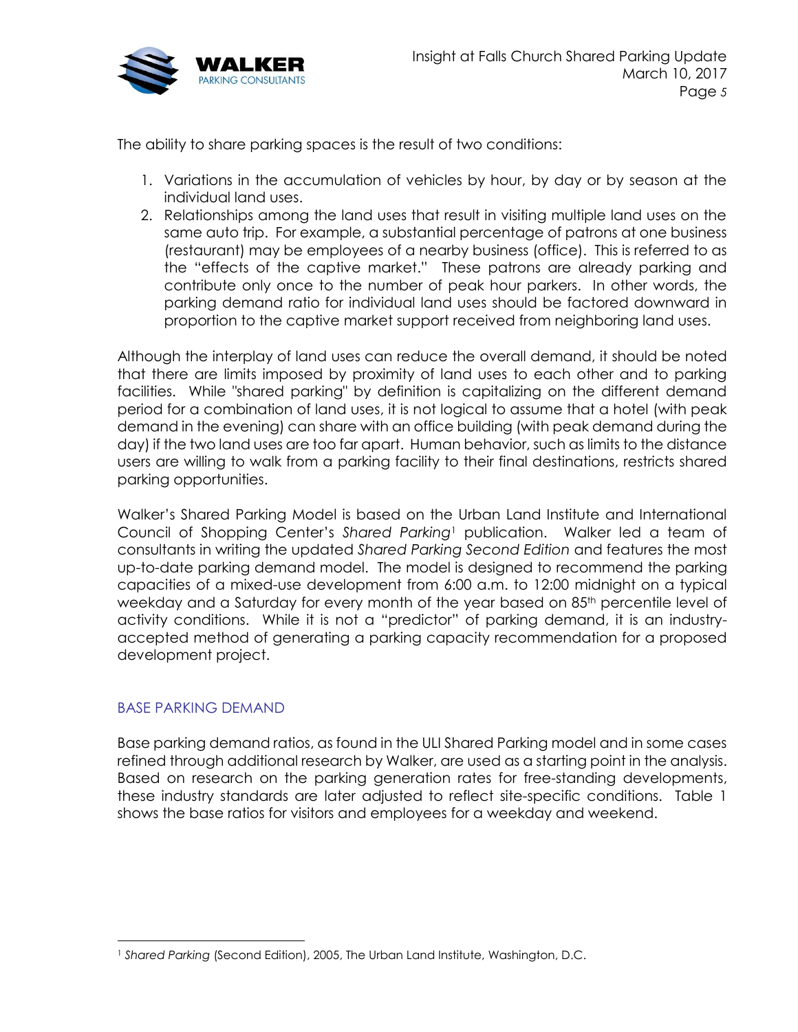The ability to share parking spaces is the result of two conditions:

1. Variations in the accumulation of vehicles by hour, by day or by season at the individual land uses.
2. Relationships among the land uses that result in visiting multiple land uses on the same auto trip. For example, a substantial percentage of patrons at one business (restaurant) may be employees of a nearby business (office). This is referred to as the "effects of the captive market." These patrons are already parking and contribute only once to the number of peak hour parkers. In other words, the parking demand ratio for individual land uses should be factored downward in proportion to the captive market support received from neighboring land uses.

Although the interplay of land uses can reduce the overall demand, it should be noted that there are limits imposed by proximity of land uses to each other and to parking facilities. While "shared parking" by definition is capitalizing on the different demand period for a combination of land uses, it is not logical to assume that a hotel (with peak demand in the evening) can share with an office building (with peak demand during the day) if the two land uses are too far apart. Human behavior, such as limits to the distance users are willing to walk from a parking facility to their final destinations, restricts shared parking opportunities.

Walker's Shared Parking Model is based on the Urban Land Institute and International Council of Shopping Center's *Shared Parking*[1] publication. Walker led a team of consultants in writing the updated *Shared Parking Second Edition* and features the most up-to-date parking demand model. The model is designed to recommend the parking capacities of a mixed-use development from 6:00 a.m. to 12:00 midnight on a typical weekday and a Saturday for every month of the year based on 85th percentile level of activity conditions. While it is not a "predictor" of parking demand, it is an industry-accepted method of generating a parking capacity recommendation for a proposed development project.

## BASE PARKING DEMAND

Base parking demand ratios, as found in the ULI Shared Parking model and in some cases refined through additional research by Walker, are used as a starting point in the analysis. Based on research on the parking generation rates for free-standing developments, these industry standards are later adjusted to reflect site-specific conditions. Table 1 shows the base ratios for visitors and employees for a weekday and weekend.

---

[1] *Shared Parking* (Second Edition), 2005, The Urban Land Institute, Washington, D.C.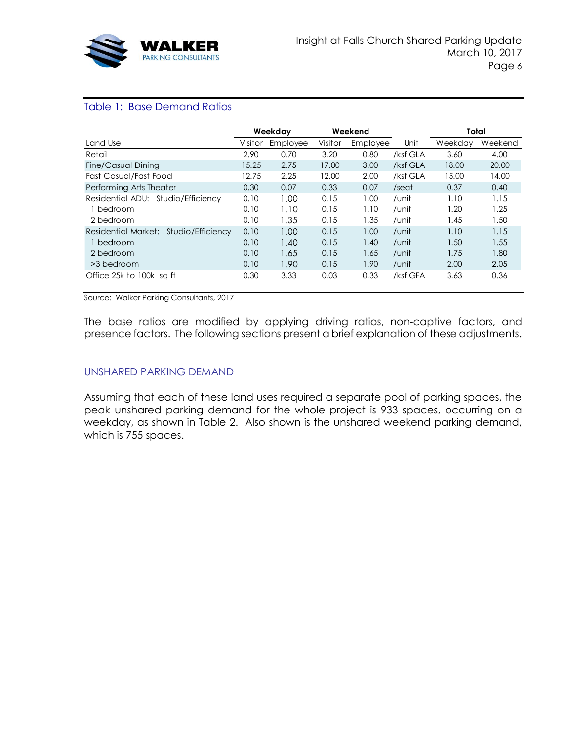## Table 1: Base Demand Ratios

| Land Use | Weekday | | Weekend | | Unit | Total | |
|---|---|---|---|---|---|---|---|
| | Visitor | Employee | Visitor | Employee | | Weekday | Weekend |
| Retail | 2.90 | 0.70 | 3.20 | 0.80 | /ksf GLA | 3.60 | 4.00 |
| Fine/Casual Dining | 15.25 | 2.75 | 17.00 | 3.00 | /ksf GLA | 18.00 | 20.00 |
| Fast Casual/Fast Food | 12.75 | 2.25 | 12.00 | 2.00 | /ksf GLA | 15.00 | 14.00 |
| Performing Arts Theater | 0.30 | 0.07 | 0.33 | 0.07 | /seat | 0.37 | 0.40 |
| Residential ADU: Studio/Efficiency | 0.10 | 1.00 | 0.15 | 1.00 | /unit | 1.10 | 1.15 |
| 1 bedroom | 0.10 | 1.10 | 0.15 | 1.10 | /unit | 1.20 | 1.25 |
| 2 bedroom | 0.10 | 1.35 | 0.15 | 1.35 | /unit | 1.45 | 1.50 |
| Residential Market: Studio/Efficiency | 0.10 | 1.00 | 0.15 | 1.00 | /unit | 1.10 | 1.15 |
| 1 bedroom | 0.10 | 1.40 | 0.15 | 1.40 | /unit | 1.50 | 1.55 |
| 2 bedroom | 0.10 | 1.65 | 0.15 | 1.65 | /unit | 1.75 | 1.80 |
| >3 bedroom | 0.10 | 1.90 | 0.15 | 1.90 | /unit | 2.00 | 2.05 |
| Office 25k to 100k sq ft | 0.30 | 3.33 | 0.03 | 0.33 | /ksf GFA | 3.63 | 0.36 |

Source: Walker Parking Consultants, 2017

The base ratios are modified by applying driving ratios, non-captive factors, and presence factors. The following sections present a brief explanation of these adjustments.

### UNSHARED PARKING DEMAND

Assuming that each of these land uses required a separate pool of parking spaces, the peak unshared parking demand for the whole project is 933 spaces, occurring on a weekday, as shown in Table 2. Also shown is the unshared weekend parking demand, which is 755 spaces.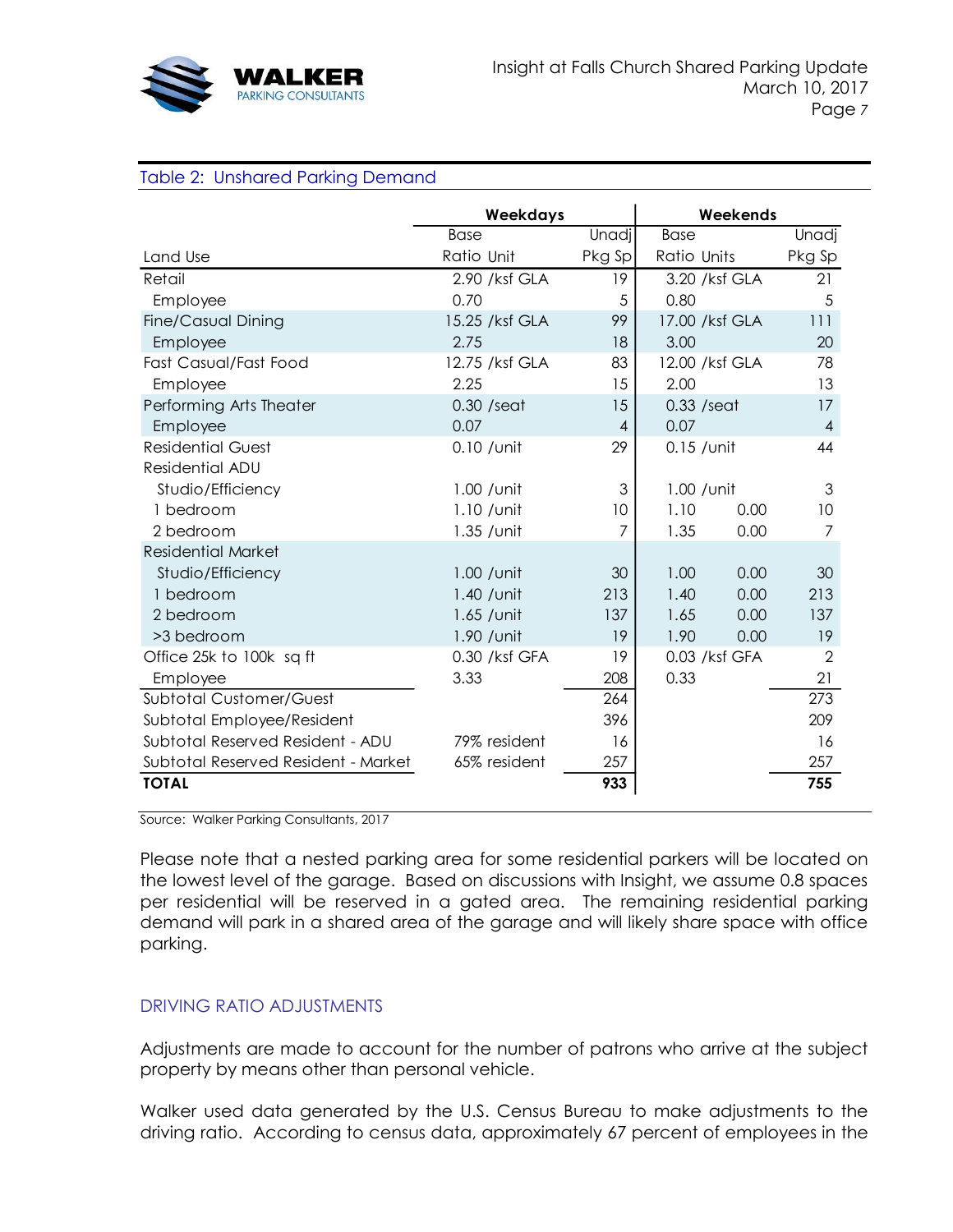Table 2: Unshared Parking Demand

| | Weekdays | | | Weekends | | |
|---|---|---|---|---|---|---|
| Land Use | Base Ratio | Unit | Unadj Pkg Sp | Base Ratio | Units | Unadj Pkg Sp |
| Retail | 2.90 | /ksf GLA | 19 | 3.20 | /ksf GLA | 21 |
| Employee | 0.70 | | 5 | 0.80 | | 5 |
| Fine/Casual Dining | 15.25 | /ksf GLA | 99 | 17.00 | /ksf GLA | 111 |
| Employee | 2.75 | | 18 | 3.00 | | 20 |
| Fast Casual/Fast Food | 12.75 | /ksf GLA | 83 | 12.00 | /ksf GLA | 78 |
| Employee | 2.25 | | 15 | 2.00 | | 13 |
| Performing Arts Theater | 0.30 | /seat | 15 | 0.33 | /seat | 17 |
| Employee | 0.07 | | 4 | 0.07 | | 4 |
| Residential Guest | 0.10 | /unit | 29 | 0.15 | /unit | 44 |
| Residential ADU | | | | | | |
| Studio/Efficiency | 1.00 | /unit | 3 | 1.00 | /unit | 3 |
| 1 bedroom | 1.10 | /unit | 10 | 1.10 | 0.00 | 10 |
| 2 bedroom | 1.35 | /unit | 7 | 1.35 | 0.00 | 7 |
| Residential Market | | | | | | |
| Studio/Efficiency | 1.00 | /unit | 30 | 1.00 | 0.00 | 30 |
| 1 bedroom | 1.40 | /unit | 213 | 1.40 | 0.00 | 213 |
| 2 bedroom | 1.65 | /unit | 137 | 1.65 | 0.00 | 137 |
| >3 bedroom | 1.90 | /unit | 19 | 1.90 | 0.00 | 19 |
| Office 25k to 100k sq ft | 0.30 | /ksf GFA | 19 | 0.03 | /ksf GFA | 2 |
| Employee | 3.33 | | 208 | 0.33 | | 21 |
| Subtotal Customer/Guest | | | 264 | | | 273 |
| Subtotal Employee/Resident | | | 396 | | | 209 |
| Subtotal Reserved Resident - ADU | 79% | resident | 16 | | | 16 |
| Subtotal Reserved Resident - Market | 65% | resident | 257 | | | 257 |
| **TOTAL** | | | **933** | | | **755** |

Source: Walker Parking Consultants, 2017

Please note that a nested parking area for some residential parkers will be located on the lowest level of the garage. Based on discussions with Insight, we assume 0.8 spaces per residential will be reserved in a gated area. The remaining residential parking demand will park in a shared area of the garage and will likely share space with office parking.

## DRIVING RATIO ADJUSTMENTS

Adjustments are made to account for the number of patrons who arrive at the subject property by means other than personal vehicle.

Walker used data generated by the U.S. Census Bureau to make adjustments to the driving ratio. According to census data, approximately 67 percent of employees in the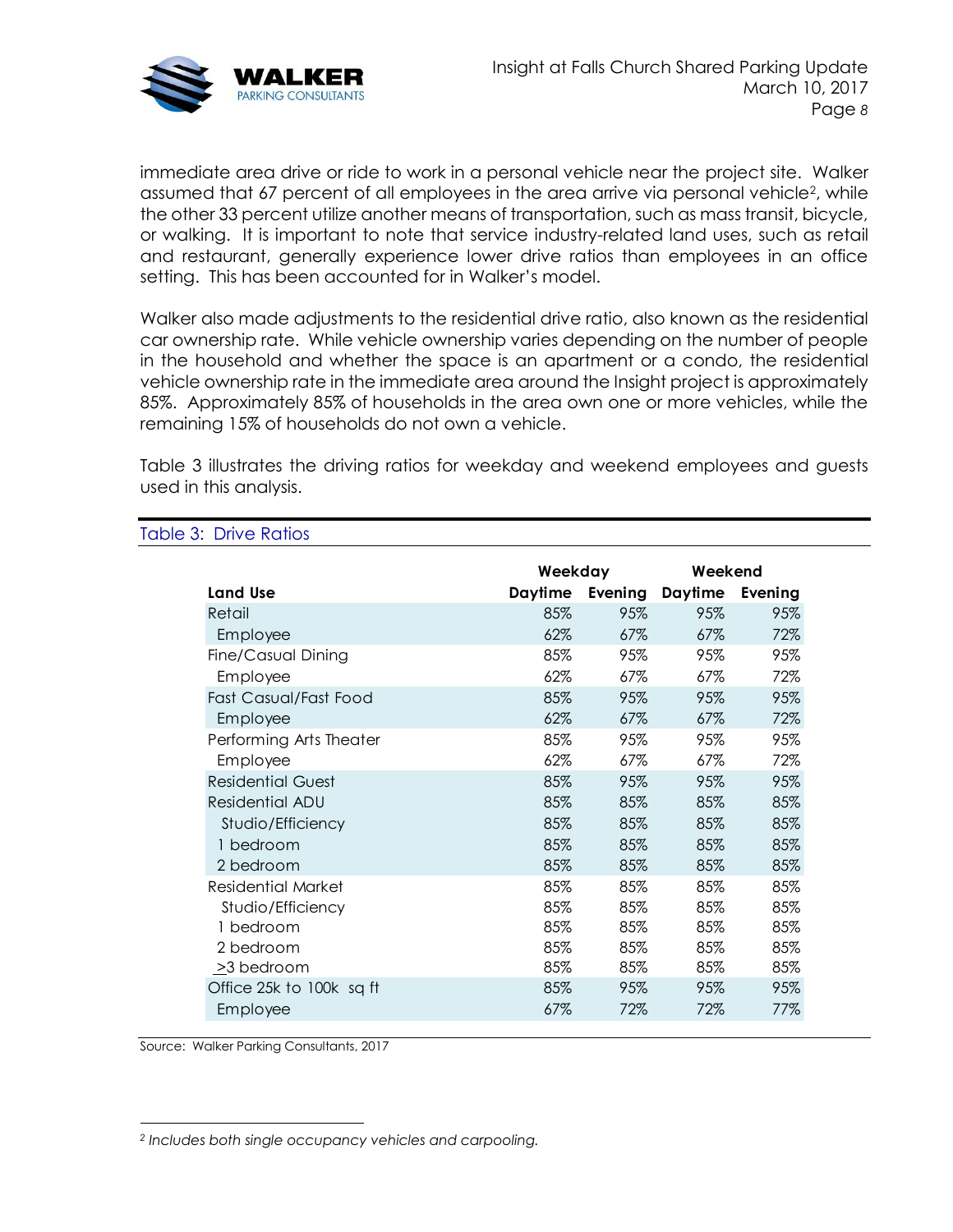immediate area drive or ride to work in a personal vehicle near the project site. Walker assumed that 67 percent of all employees in the area arrive via personal vehicle[2], while the other 33 percent utilize another means of transportation, such as mass transit, bicycle, or walking. It is important to note that service industry-related land uses, such as retail and restaurant, generally experience lower drive ratios than employees in an office setting. This has been accounted for in Walker's model.

Walker also made adjustments to the residential drive ratio, also known as the residential car ownership rate. While vehicle ownership varies depending on the number of people in the household and whether the space is an apartment or a condo, the residential vehicle ownership rate in the immediate area around the Insight project is approximately 85%. Approximately 85% of households in the area own one or more vehicles, while the remaining 15% of households do not own a vehicle.

Table 3 illustrates the driving ratios for weekday and weekend employees and guests used in this analysis.

Table 3: Drive Ratios

| | Weekday | | Weekend | |
|---|---|---|---|---|
| **Land Use** | **Daytime** | **Evening** | **Daytime** | **Evening** |
| Retail | 85% | 95% | 95% | 95% |
| Employee | 62% | 67% | 67% | 72% |
| Fine/Casual Dining | 85% | 95% | 95% | 95% |
| Employee | 62% | 67% | 67% | 72% |
| Fast Casual/Fast Food | 85% | 95% | 95% | 95% |
| Employee | 62% | 67% | 67% | 72% |
| Performing Arts Theater | 85% | 95% | 95% | 95% |
| Employee | 62% | 67% | 67% | 72% |
| Residential Guest | 85% | 95% | 95% | 95% |
| Residential ADU | 85% | 85% | 85% | 85% |
| Studio/Efficiency | 85% | 85% | 85% | 85% |
| 1 bedroom | 85% | 85% | 85% | 85% |
| 2 bedroom | 85% | 85% | 85% | 85% |
| Residential Market | 85% | 85% | 85% | 85% |
| Studio/Efficiency | 85% | 85% | 85% | 85% |
| 1 bedroom | 85% | 85% | 85% | 85% |
| 2 bedroom | 85% | 85% | 85% | 85% |
| ≥3 bedroom | 85% | 85% | 85% | 85% |
| Office 25k to 100k sq ft | 85% | 95% | 95% | 95% |
| Employee | 67% | 72% | 72% | 77% |

Source: Walker Parking Consultants, 2017

[2] *Includes both single occupancy vehicles and carpooling.*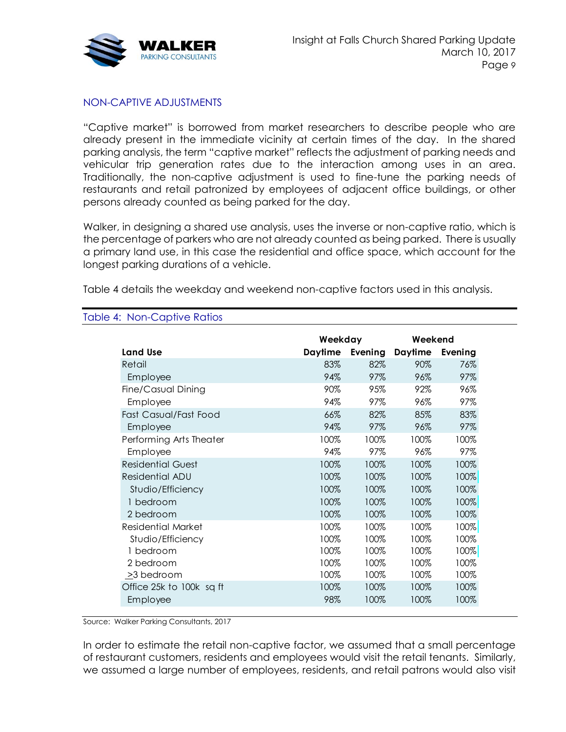## NON-CAPTIVE ADJUSTMENTS

"Captive market" is borrowed from market researchers to describe people who are already present in the immediate vicinity at certain times of the day. In the shared parking analysis, the term "captive market" reflects the adjustment of parking needs and vehicular trip generation rates due to the interaction among uses in an area. Traditionally, the non-captive adjustment is used to fine-tune the parking needs of restaurants and retail patronized by employees of adjacent office buildings, or other persons already counted as being parked for the day.

Walker, in designing a shared use analysis, uses the inverse or non-captive ratio, which is the percentage of parkers who are not already counted as being parked. There is usually a primary land use, in this case the residential and office space, which account for the longest parking durations of a vehicle.

Table 4 details the weekday and weekend non-captive factors used in this analysis.

Table 4: Non-Captive Ratios

| | Weekday | | Weekend | |
|---|---|---|---|---|
| **Land Use** | **Daytime** | **Evening** | **Daytime** | **Evening** |
| Retail | 83% | 82% | 90% | 76% |
| Employee | 94% | 97% | 96% | 97% |
| Fine/Casual Dining | 90% | 95% | 92% | 96% |
| Employee | 94% | 97% | 96% | 97% |
| Fast Casual/Fast Food | 66% | 82% | 85% | 83% |
| Employee | 94% | 97% | 96% | 97% |
| Performing Arts Theater | 100% | 100% | 100% | 100% |
| Employee | 94% | 97% | 96% | 97% |
| Residential Guest | 100% | 100% | 100% | 100% |
| Residential ADU | 100% | 100% | 100% | 100% |
| Studio/Efficiency | 100% | 100% | 100% | 100% |
| 1 bedroom | 100% | 100% | 100% | 100% |
| 2 bedroom | 100% | 100% | 100% | 100% |
| Residential Market | 100% | 100% | 100% | 100% |
| Studio/Efficiency | 100% | 100% | 100% | 100% |
| 1 bedroom | 100% | 100% | 100% | 100% |
| 2 bedroom | 100% | 100% | 100% | 100% |
| ≥3 bedroom | 100% | 100% | 100% | 100% |
| Office 25k to 100k sq ft | 100% | 100% | 100% | 100% |
| Employee | 98% | 100% | 100% | 100% |

Source: Walker Parking Consultants, 2017

In order to estimate the retail non-captive factor, we assumed that a small percentage of restaurant customers, residents and employees would visit the retail tenants. Similarly, we assumed a large number of employees, residents, and retail patrons would also visit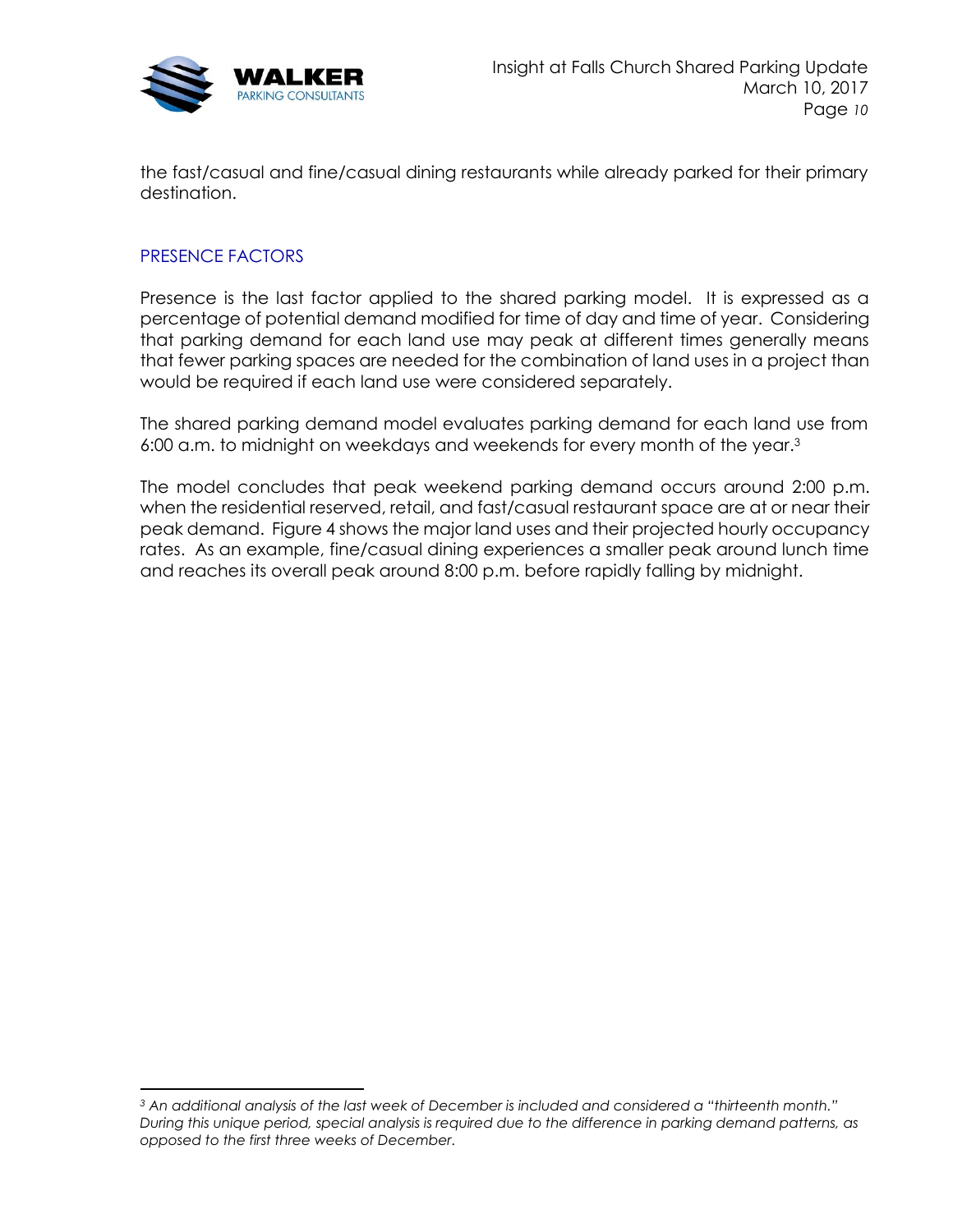the fast/casual and fine/casual dining restaurants while already parked for their primary destination.

## PRESENCE FACTORS

Presence is the last factor applied to the shared parking model. It is expressed as a percentage of potential demand modified for time of day and time of year. Considering that parking demand for each land use may peak at different times generally means that fewer parking spaces are needed for the combination of land uses in a project than would be required if each land use were considered separately.

The shared parking demand model evaluates parking demand for each land use from 6:00 a.m. to midnight on weekdays and weekends for every month of the year.[3]

The model concludes that peak weekend parking demand occurs around 2:00 p.m. when the residential reserved, retail, and fast/casual restaurant space are at or near their peak demand. Figure 4 shows the major land uses and their projected hourly occupancy rates. As an example, fine/casual dining experiences a smaller peak around lunch time and reaches its overall peak around 8:00 p.m. before rapidly falling by midnight.

---

*[3] An additional analysis of the last week of December is included and considered a "thirteenth month." During this unique period, special analysis is required due to the difference in parking demand patterns, as opposed to the first three weeks of December.*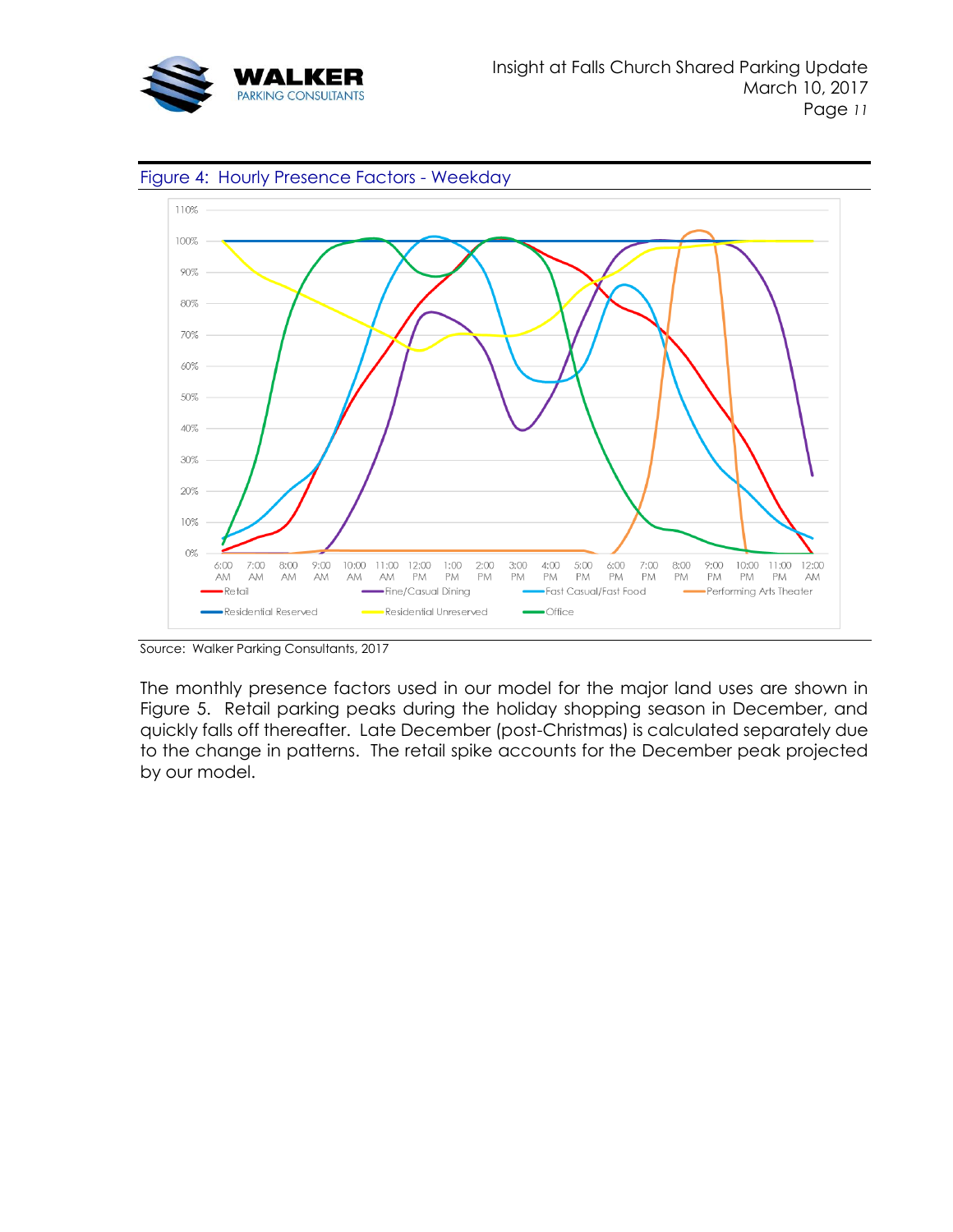Figure 4: Hourly Presence Factors - Weekday

Source: Walker Parking Consultants, 2017

The monthly presence factors used in our model for the major land uses are shown in Figure 5. Retail parking peaks during the holiday shopping season in December, and quickly falls off thereafter. Late December (post-Christmas) is calculated separately due to the change in patterns. The retail spike accounts for the December peak projected by our model.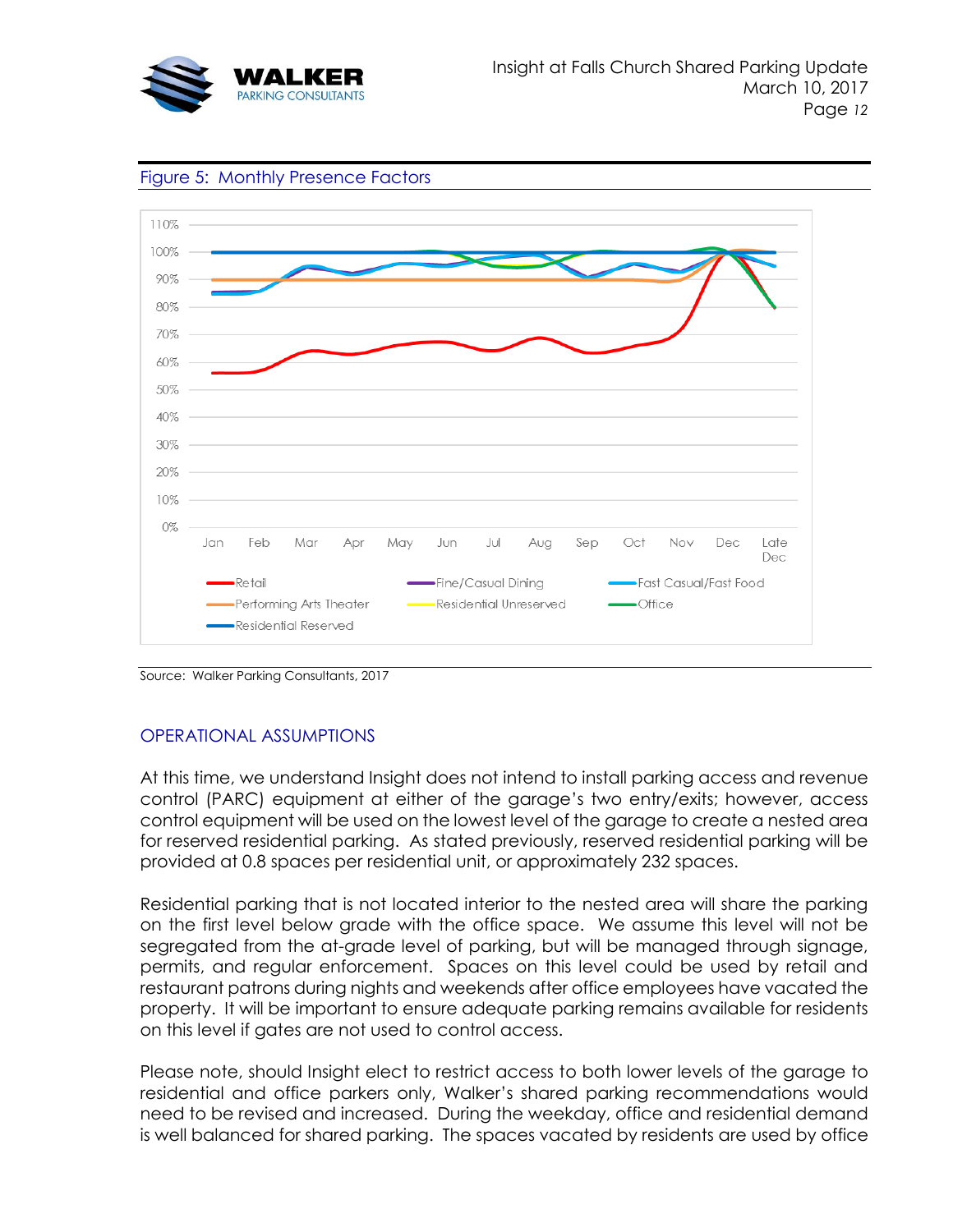Figure 5: Monthly Presence Factors

Source: Walker Parking Consultants, 2017

## OPERATIONAL ASSUMPTIONS

At this time, we understand Insight does not intend to install parking access and revenue control (PARC) equipment at either of the garage's two entry/exits; however, access control equipment will be used on the lowest level of the garage to create a nested area for reserved residential parking. As stated previously, reserved residential parking will be provided at 0.8 spaces per residential unit, or approximately 232 spaces.

Residential parking that is not located interior to the nested area will share the parking on the first level below grade with the office space. We assume this level will not be segregated from the at-grade level of parking, but will be managed through signage, permits, and regular enforcement. Spaces on this level could be used by retail and restaurant patrons during nights and weekends after office employees have vacated the property. It will be important to ensure adequate parking remains available for residents on this level if gates are not used to control access.

Please note, should Insight elect to restrict access to both lower levels of the garage to residential and office parkers only, Walker's shared parking recommendations would need to be revised and increased. During the weekday, office and residential demand is well balanced for shared parking. The spaces vacated by residents are used by office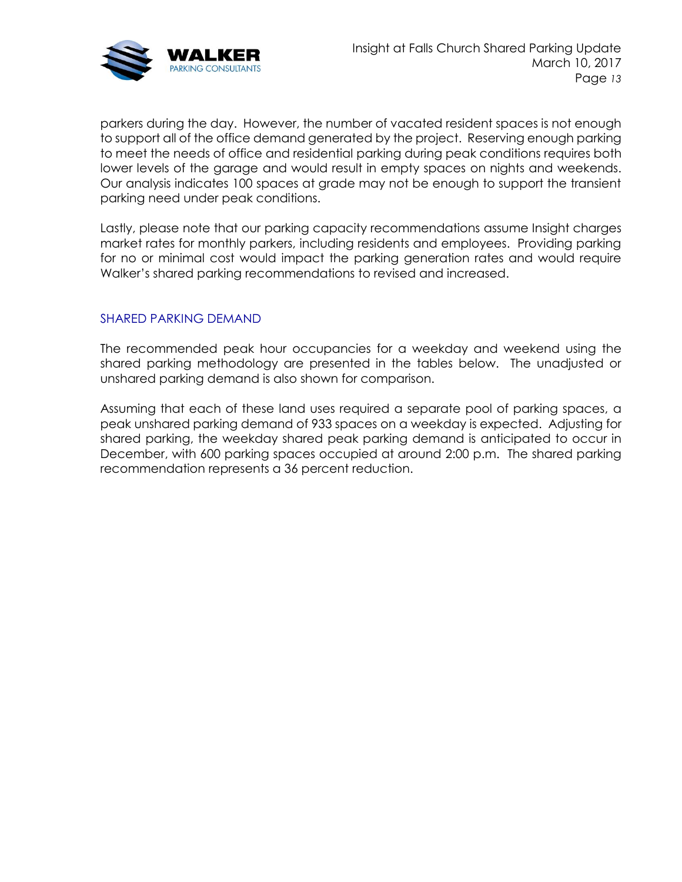parkers during the day. However, the number of vacated resident spaces is not enough to support all of the office demand generated by the project. Reserving enough parking to meet the needs of office and residential parking during peak conditions requires both lower levels of the garage and would result in empty spaces on nights and weekends. Our analysis indicates 100 spaces at grade may not be enough to support the transient parking need under peak conditions.

Lastly, please note that our parking capacity recommendations assume Insight charges market rates for monthly parkers, including residents and employees. Providing parking for no or minimal cost would impact the parking generation rates and would require Walker's shared parking recommendations to revised and increased.

## SHARED PARKING DEMAND

The recommended peak hour occupancies for a weekday and weekend using the shared parking methodology are presented in the tables below. The unadjusted or unshared parking demand is also shown for comparison.

Assuming that each of these land uses required a separate pool of parking spaces, a peak unshared parking demand of 933 spaces on a weekday is expected. Adjusting for shared parking, the weekday shared peak parking demand is anticipated to occur in December, with 600 parking spaces occupied at around 2:00 p.m. The shared parking recommendation represents a 36 percent reduction.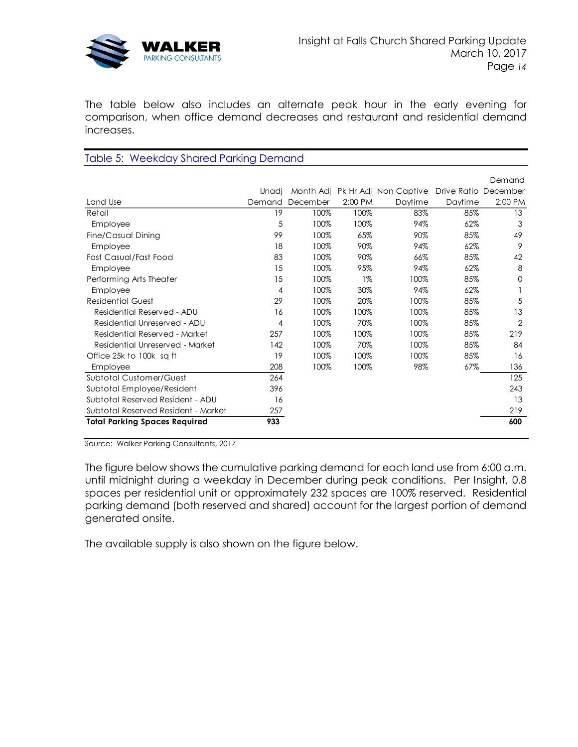The table below also includes an alternate peak hour in the early evening for comparison, when office demand decreases and restaurant and residential demand increases.

**Table 5: Weekday Shared Parking Demand**

| Land Use | Unadj Demand | Month Adj December | Pk Hr Adj 2:00 PM | Non Captive Daytime | Drive Ratio Daytime | Demand December 2:00 PM |
|---|---|---|---|---|---|---|
| Retail | 19 | 100% | 100% | 83% | 85% | 13 |
| Employee | 5 | 100% | 100% | 94% | 62% | 3 |
| Fine/Casual Dining | 99 | 100% | 65% | 90% | 85% | 49 |
| Employee | 18 | 100% | 90% | 94% | 62% | 9 |
| Fast Casual/Fast Food | 83 | 100% | 90% | 66% | 85% | 42 |
| Employee | 15 | 100% | 95% | 94% | 62% | 8 |
| Performing Arts Theater | 15 | 100% | 1% | 100% | 85% | 0 |
| Employee | 4 | 100% | 30% | 94% | 62% | 1 |
| Residential Guest | 29 | 100% | 20% | 100% | 85% | 5 |
| Residential Reserved - ADU | 16 | 100% | 100% | 100% | 85% | 13 |
| Residential Unreserved - ADU | 4 | 100% | 70% | 100% | 85% | 2 |
| Residential Reserved - Market | 257 | 100% | 100% | 100% | 85% | 219 |
| Residential Unreserved - Market | 142 | 100% | 70% | 100% | 85% | 84 |
| Office 25k to 100k sq ft | 19 | 100% | 100% | 100% | 85% | 16 |
| Employee | 208 | 100% | 100% | 98% | 67% | 136 |
| Subtotal Customer/Guest | 264 | | | | | 125 |
| Subtotal Employee/Resident | 396 | | | | | 243 |
| Subtotal Reserved Resident - ADU | 16 | | | | | 13 |
| Subtotal Reserved Resident - Market | 257 | | | | | 219 |
| **Total Parking Spaces Required** | **933** | | | | | **600** |

Source: Walker Parking Consultants, 2017

The figure below shows the cumulative parking demand for each land use from 6:00 a.m. until midnight during a weekday in December during peak conditions. Per Insight, 0.8 spaces per residential unit or approximately 232 spaces are 100% reserved. Residential parking demand (both reserved and shared) account for the largest portion of demand generated onsite.

The available supply is also shown on the figure below.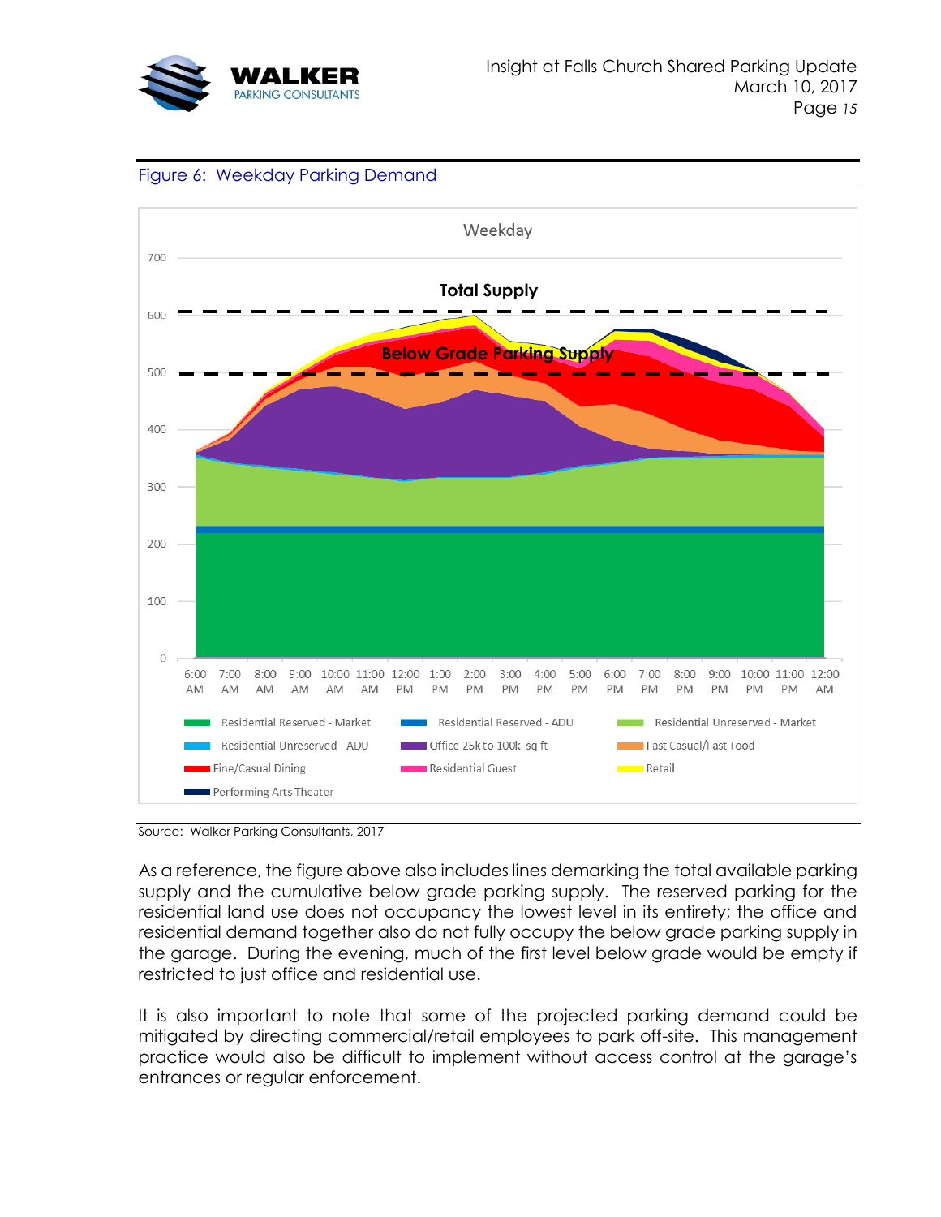Figure 6: Weekday Parking Demand

Source: Walker Parking Consultants, 2017

As a reference, the figure above also includes lines demarking the total available parking supply and the cumulative below grade parking supply. The reserved parking for the residential land use does not occupancy the lowest level in its entirety; the office and residential demand together also do not fully occupy the below grade parking supply in the garage. During the evening, much of the first level below grade would be empty if restricted to just office and residential use.

It is also important to note that some of the projected parking demand could be mitigated by directing commercial/retail employees to park off-site. This management practice would also be difficult to implement without access control at the garage's entrances or regular enforcement.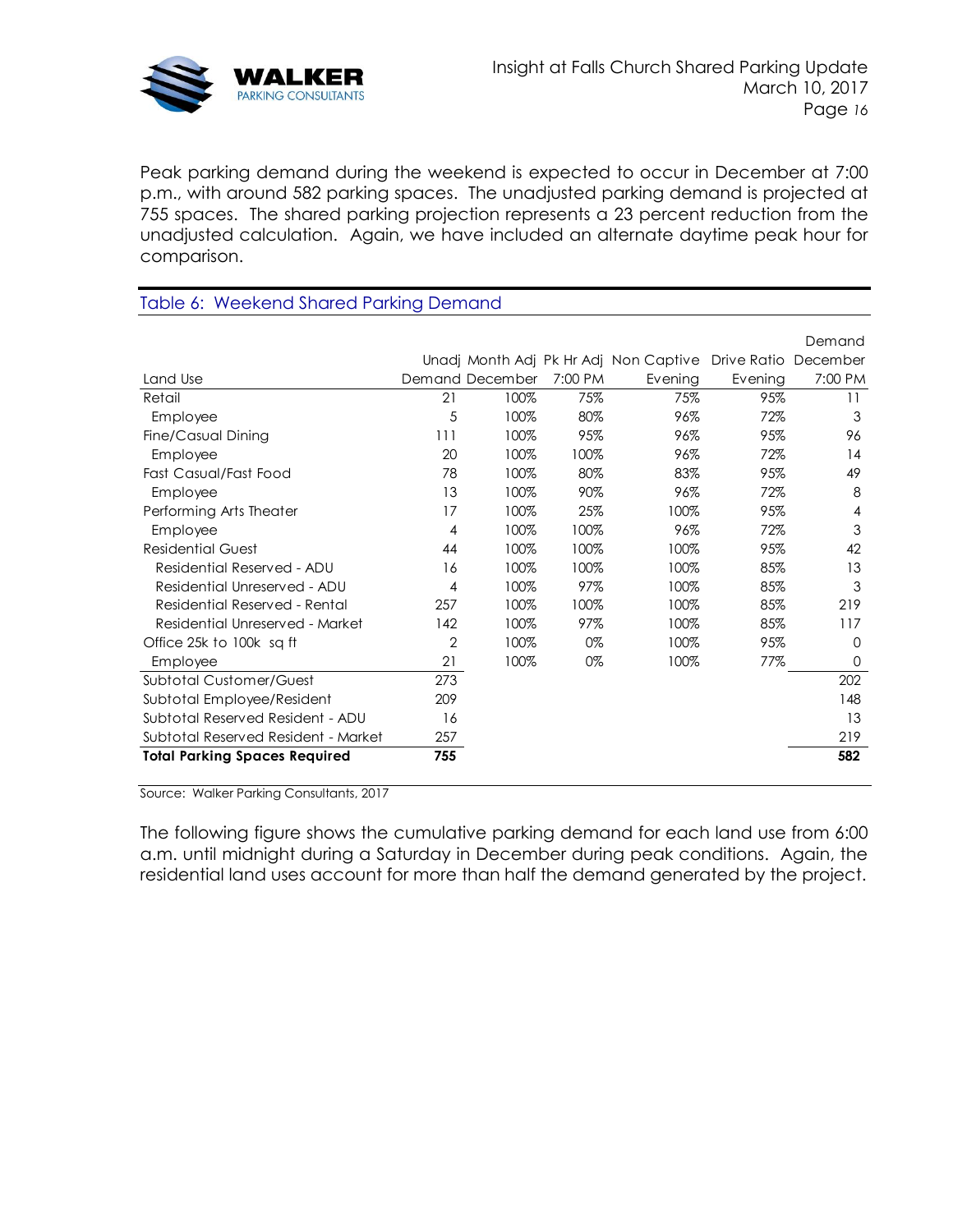Peak parking demand during the weekend is expected to occur in December at 7:00 p.m., with around 582 parking spaces. The unadjusted parking demand is projected at 755 spaces. The shared parking projection represents a 23 percent reduction from the unadjusted calculation. Again, we have included an alternate daytime peak hour for comparison.

### Table 6: Weekend Shared Parking Demand

| Land Use | Unadj Demand | Month Adj December | Pk Hr Adj 7:00 PM | Non Captive Evening | Drive Ratio Evening | Demand December 7:00 PM |
|---|---|---|---|---|---|---|
| Retail | 21 | 100% | 75% | 75% | 95% | 11 |
| Employee | 5 | 100% | 80% | 96% | 72% | 3 |
| Fine/Casual Dining | 111 | 100% | 95% | 96% | 95% | 96 |
| Employee | 20 | 100% | 100% | 96% | 72% | 14 |
| Fast Casual/Fast Food | 78 | 100% | 80% | 83% | 95% | 49 |
| Employee | 13 | 100% | 90% | 96% | 72% | 8 |
| Performing Arts Theater | 17 | 100% | 25% | 100% | 95% | 4 |
| Employee | 4 | 100% | 100% | 96% | 72% | 3 |
| Residential Guest | 44 | 100% | 100% | 100% | 95% | 42 |
| Residential Reserved - ADU | 16 | 100% | 100% | 100% | 85% | 13 |
| Residential Unreserved - ADU | 4 | 100% | 97% | 100% | 85% | 3 |
| Residential Reserved - Rental | 257 | 100% | 100% | 100% | 85% | 219 |
| Residential Unreserved - Market | 142 | 100% | 97% | 100% | 85% | 117 |
| Office 25k to 100k sq ft | 2 | 100% | 0% | 100% | 95% | 0 |
| Employee | 21 | 100% | 0% | 100% | 77% | 0 |
| Subtotal Customer/Guest | 273 | | | | | 202 |
| Subtotal Employee/Resident | 209 | | | | | 148 |
| Subtotal Reserved Resident - ADU | 16 | | | | | 13 |
| Subtotal Reserved Resident - Market | 257 | | | | | 219 |
| **Total Parking Spaces Required** | **755** | | | | | **582** |

Source: Walker Parking Consultants, 2017

The following figure shows the cumulative parking demand for each land use from 6:00 a.m. until midnight during a Saturday in December during peak conditions. Again, the residential land uses account for more than half the demand generated by the project.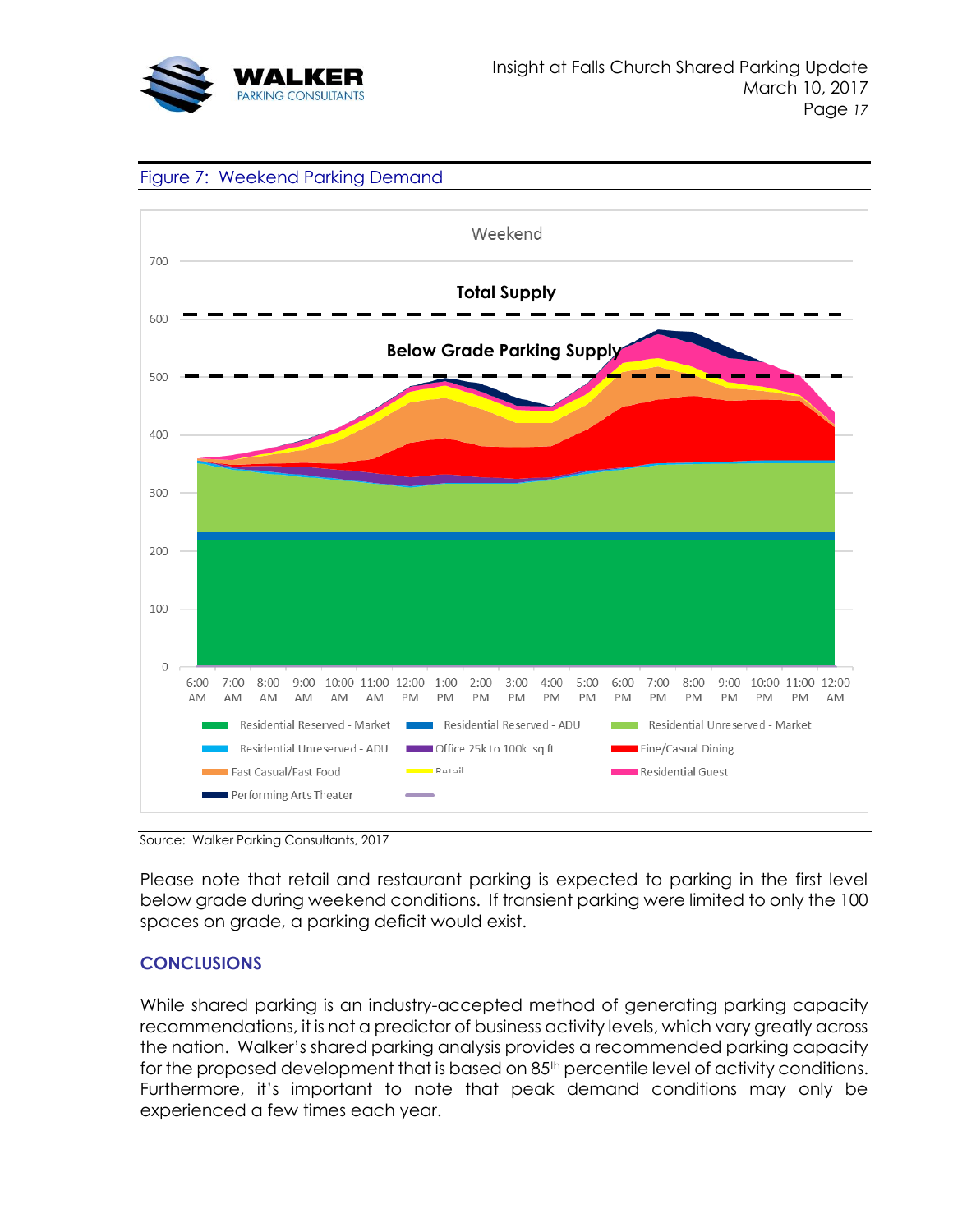Figure 7: Weekend Parking Demand

Source: Walker Parking Consultants, 2017

Please note that retail and restaurant parking is expected to parking in the first level below grade during weekend conditions. If transient parking were limited to only the 100 spaces on grade, a parking deficit would exist.

## CONCLUSIONS

While shared parking is an industry-accepted method of generating parking capacity recommendations, it is not a predictor of business activity levels, which vary greatly across the nation. Walker's shared parking analysis provides a recommended parking capacity for the proposed development that is based on 85th percentile level of activity conditions. Furthermore, it's important to note that peak demand conditions may only be experienced a few times each year.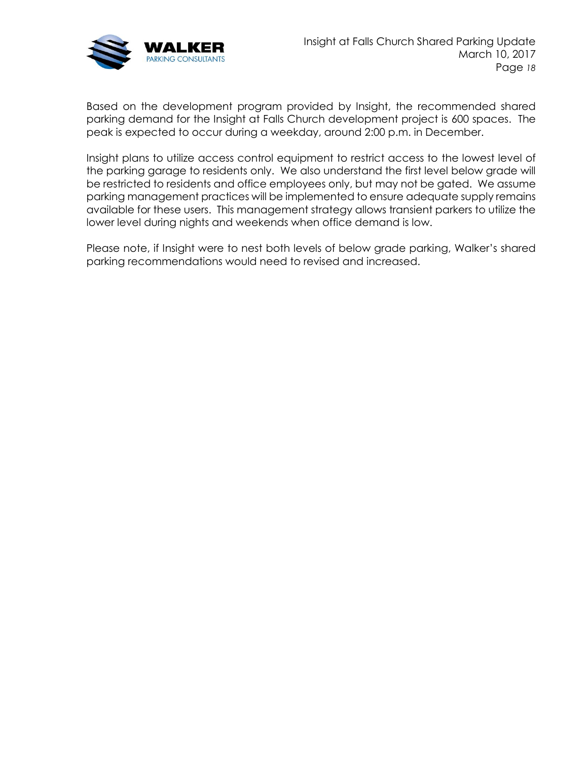Based on the development program provided by Insight, the recommended shared parking demand for the Insight at Falls Church development project is 600 spaces. The peak is expected to occur during a weekday, around 2:00 p.m. in December.

Insight plans to utilize access control equipment to restrict access to the lowest level of the parking garage to residents only. We also understand the first level below grade will be restricted to residents and office employees only, but may not be gated. We assume parking management practices will be implemented to ensure adequate supply remains available for these users. This management strategy allows transient parkers to utilize the lower level during nights and weekends when office demand is low.

Please note, if Insight were to nest both levels of below grade parking, Walker's shared parking recommendations would need to revised and increased.